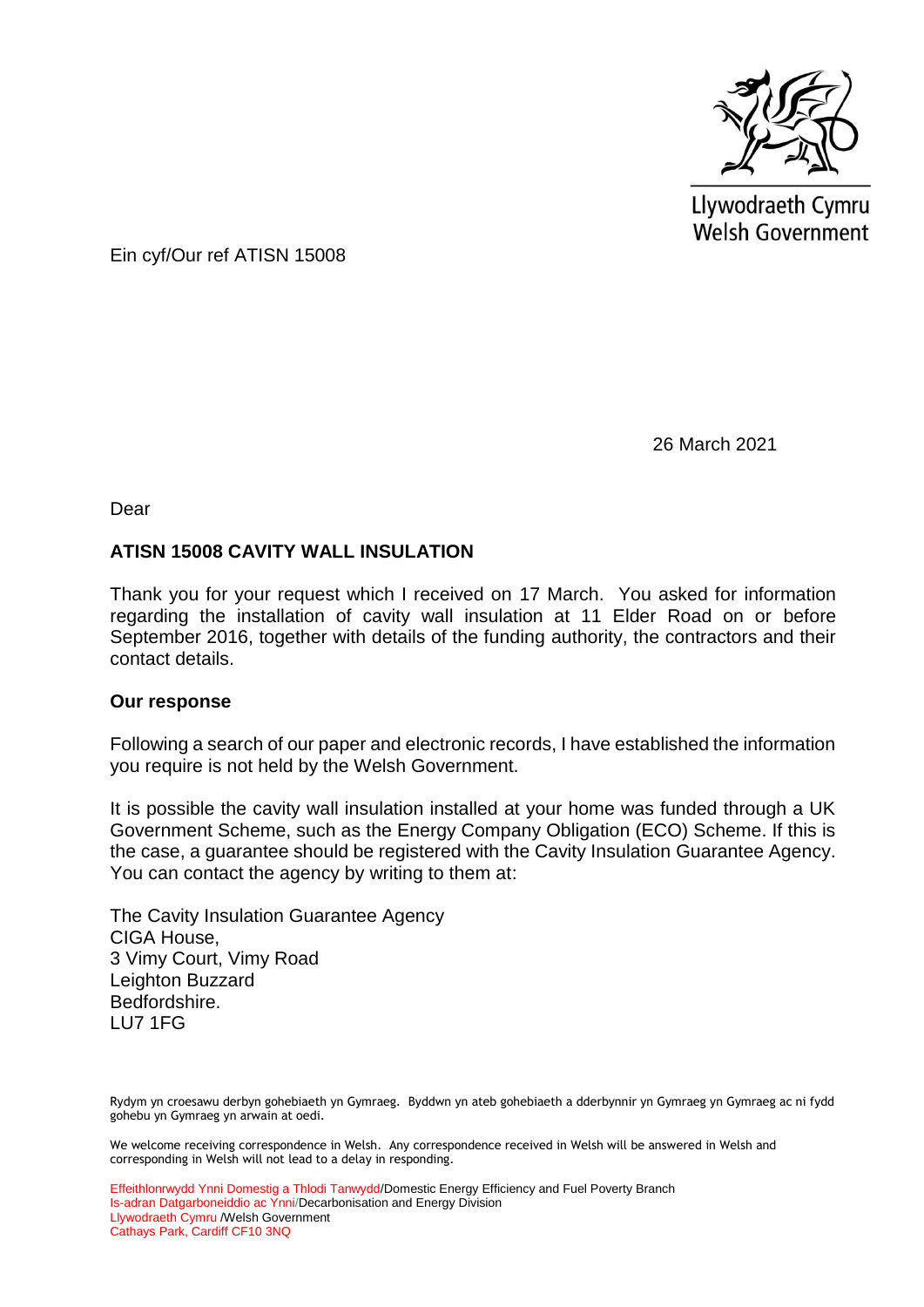Llywodraeth Cymru
Welsh Government

Ein cyf/Our ref ATISN 15008

26 March 2021

Dear

**ATISN 15008 CAVITY WALL INSULATION**

Thank you for your request which I received on 17 March. You asked for information regarding the installation of cavity wall insulation at 11 Elder Road on or before September 2016, together with details of the funding authority, the contractors and their contact details.

**Our response**

Following a search of our paper and electronic records, I have established the information you require is not held by the Welsh Government.

It is possible the cavity wall insulation installed at your home was funded through a UK Government Scheme, such as the Energy Company Obligation (ECO) Scheme. If this is the case, a guarantee should be registered with the Cavity Insulation Guarantee Agency. You can contact the agency by writing to them at:

The Cavity Insulation Guarantee Agency
CIGA House,
3 Vimy Court, Vimy Road
Leighton Buzzard
Bedfordshire.
LU7 1FG

Rydym yn croesawu derbyn gohebiaeth yn Gymraeg. Byddwn yn ateb gohebiaeth a dderbynnir yn Gymraeg yn Gymraeg ac ni fydd gohebu yn Gymraeg yn arwain at oedi.

We welcome receiving correspondence in Welsh. Any correspondence received in Welsh will be answered in Welsh and corresponding in Welsh will not lead to a delay in responding.

Effeithlonrwydd Ynni Domestig a Thlodi Tanwydd/Domestic Energy Efficiency and Fuel Poverty Branch
Is-adran Datgarboneiddio ac Ynni/Decarbonisation and Energy Division
Llywodraeth Cymru /Welsh Government
Cathays Park, Cardiff CF10 3NQ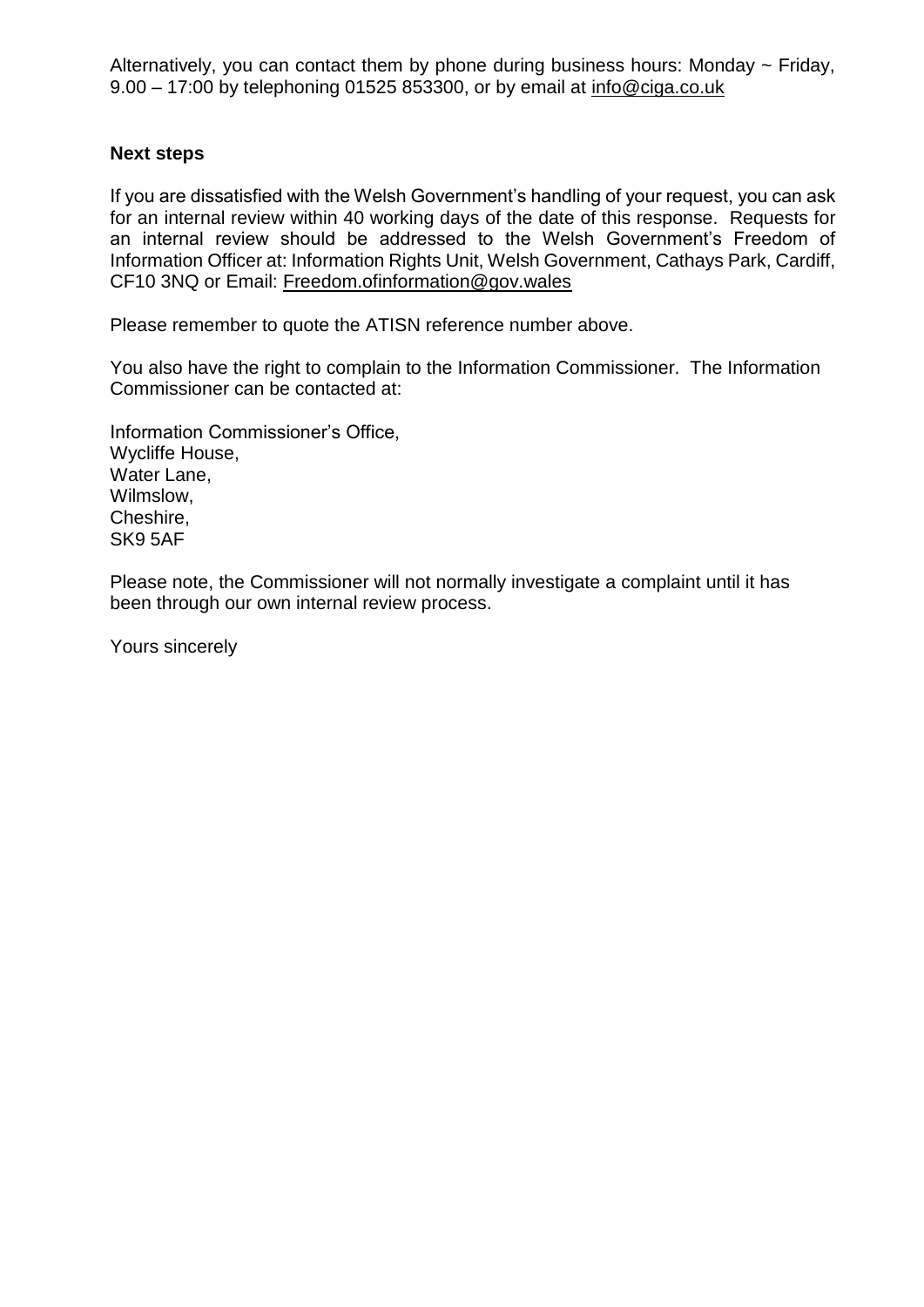Alternatively, you can contact them by phone during business hours: Monday ~ Friday, 9.00 – 17:00 by telephoning 01525 853300, or by email at info@ciga.co.uk

**Next steps**

If you are dissatisfied with the Welsh Government's handling of your request, you can ask for an internal review within 40 working days of the date of this response. Requests for an internal review should be addressed to the Welsh Government's Freedom of Information Officer at: Information Rights Unit, Welsh Government, Cathays Park, Cardiff, CF10 3NQ or Email: Freedom.ofinformation@gov.wales

Please remember to quote the ATISN reference number above.

You also have the right to complain to the Information Commissioner. The Information Commissioner can be contacted at:

Information Commissioner's Office,
Wycliffe House,
Water Lane,
Wilmslow,
Cheshire,
SK9 5AF

Please note, the Commissioner will not normally investigate a complaint until it has been through our own internal review process.

Yours sincerely